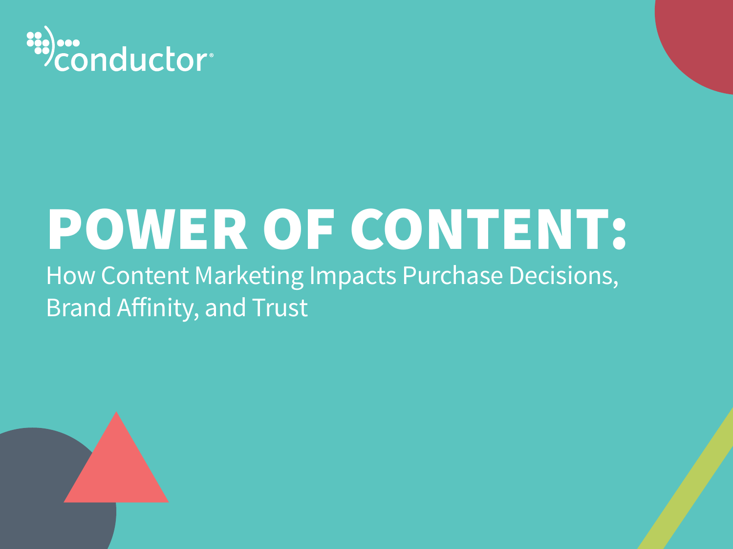conductor

# POWER OF CONTENT:

How Content Marketing Impacts Purchase Decisions, Brand Affinity, and Trust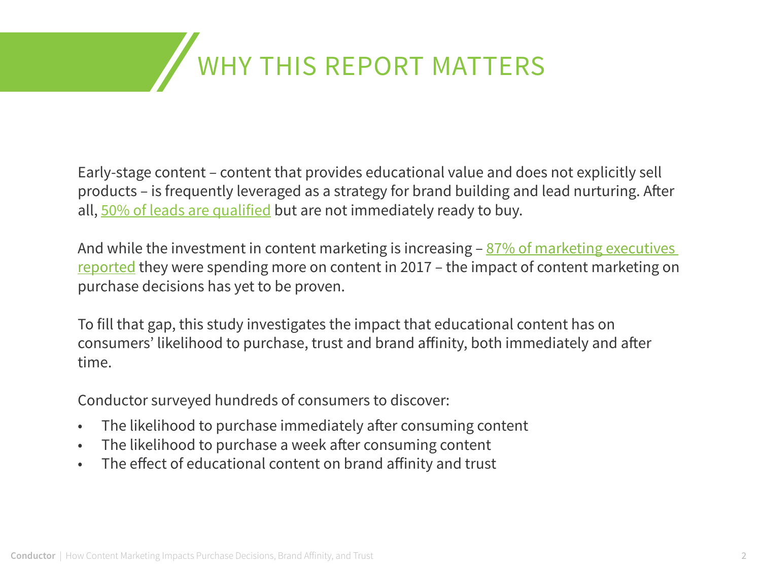# WHY THIS REPORT MATTERS

Early-stage content – content that provides educational value and does not explicitly sell products – is frequently leveraged as a strategy for brand building and lead nurturing. After all, 50% of leads are qualified but are not immediately ready to buy.

And while the investment in content marketing is increasing – 87% of marketing executives reported they were spending more on content in 2017 – the impact of content marketing on purchase decisions has yet to be proven.

To fill that gap, this study investigates the impact that educational content has on consumers' likelihood to purchase, trust and brand affinity, both immediately and after time.

Conductor surveyed hundreds of consumers to discover:

- The likelihood to purchase immediately after consuming content
- The likelihood to purchase a week after consuming content
- The effect of educational content on brand affinity and trust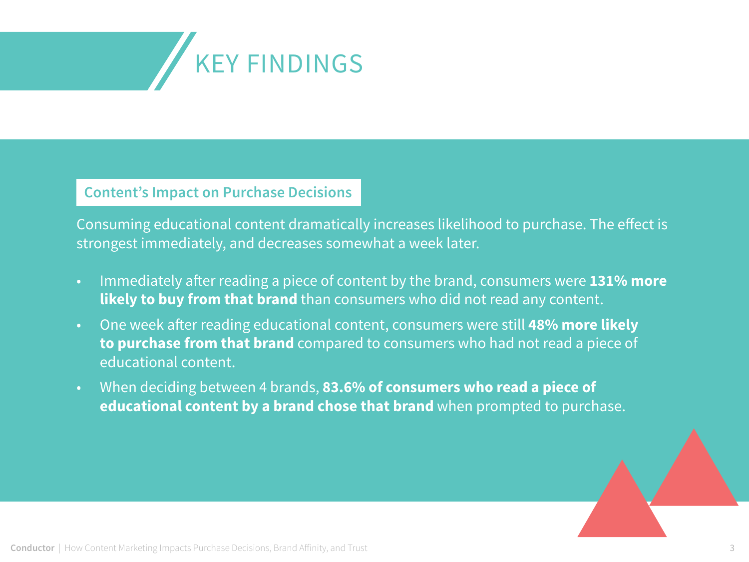# KEY FINDINGS

## Content's Impact on Purchase Decisions

Consuming educational content dramatically increases likelihood to purchase. The effect is strongest immediately, and decreases somewhat a week later.

- Immediately after reading a piece of content by the brand, consumers were **131% more likely to buy from that brand** than consumers who did not read any content.
- One week after reading educational content, consumers were still **48% more likely to purchase from that brand** compared to consumers who had not read a piece of educational content.
- When deciding between 4 brands, **83.6% of consumers who read a piece of educational content by a brand chose that brand** when prompted to purchase.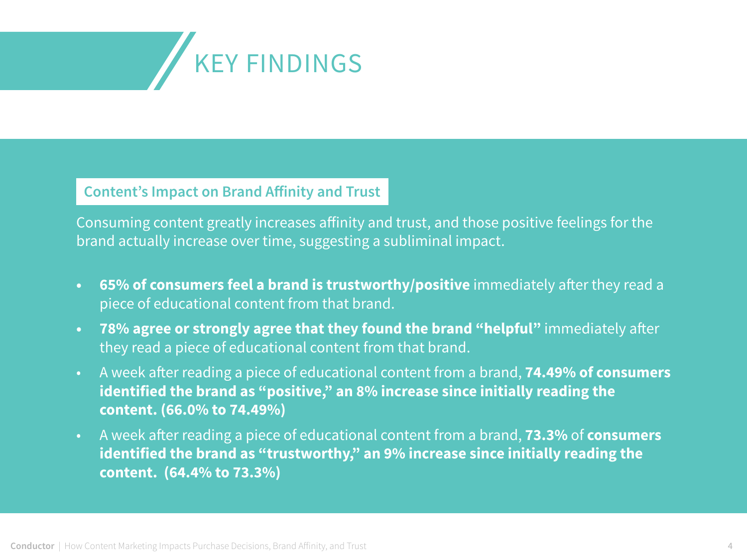# KEY FINDINGS

### Content's Impact on Brand Affinity and Trust

Consuming content greatly increases affinity and trust, and those positive feelings for the brand actually increase over time, suggesting a subliminal impact.

- **65% of consumers feel a brand is trustworthy/positive** immediately after they read a piece of educational content from that brand.
- **78% agree or strongly agree that they found the brand "helpful"** immediately after they read a piece of educational content from that brand.
- A week after reading a piece of educational content from a brand, **74.49% of consumers identified the brand as "positive," an 8% increase since initially reading the content. (66.0% to 74.49%)**
- A week after reading a piece of educational content from a brand, **73.3%** of **consumers identified the brand as "trustworthy," an 9% increase since initially reading the content. (64.4% to 73.3%)**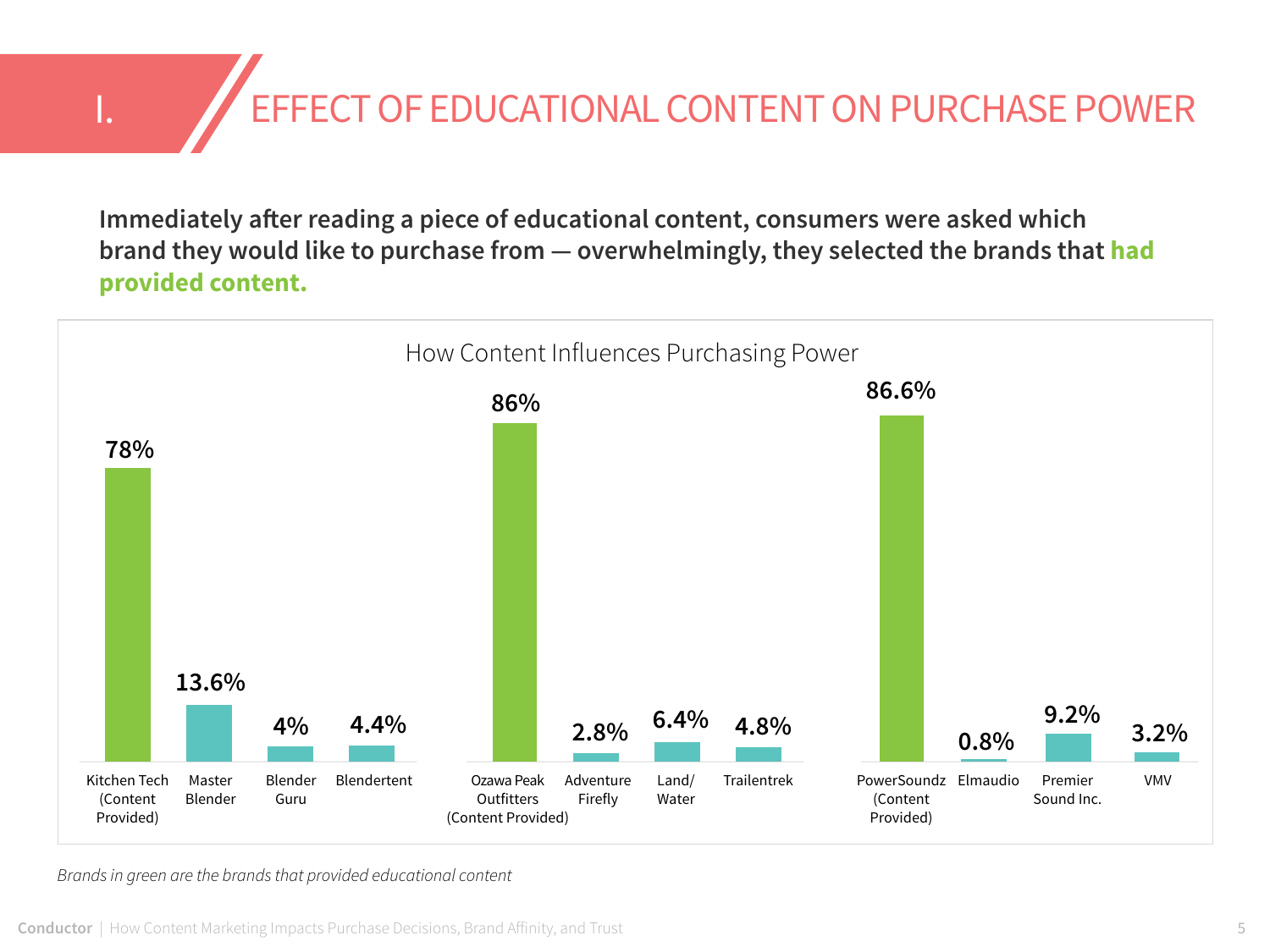# I. EFFECT OF EDUCATIONAL CONTENT ON PURCHASE POWER

**Immediately after reading a piece of educational content, consumers were asked which brand they would like to purchase from — overwhelmingly, they selected the brands that had provided content.**

How Content Influences Purchasing Power

| Brand | Percentage |
|---|---|
| Kitchen Tech (Content Provided) | 78% |
| Master Blender | 13.6% |
| Blender Guru | 4% |
| Blendertent | 4.4% |
| Ozawa Peak Outfitters (Content Provided) | 86% |
| Adventure Firefly | 2.8% |
| Land/Water | 6.4% |
| Trailentrek | 4.8% |
| PowerSoundz (Content Provided) | 86.6% |
| Elmaudio | 0.8% |
| Premier Sound Inc. | 9.2% |
| VMV | 3.2% |

*Brands in green are the brands that provided educational content*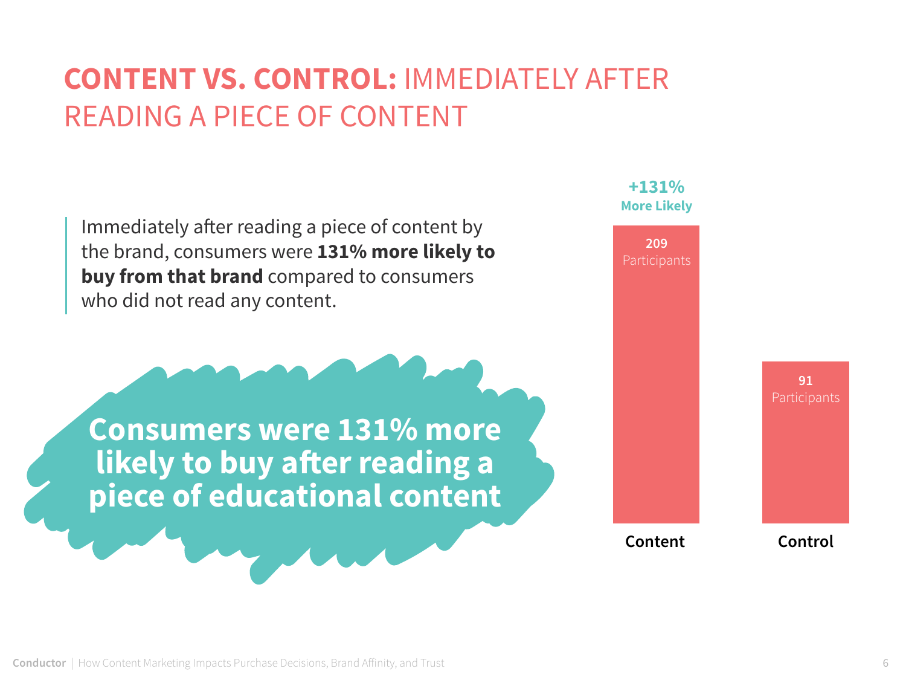# **CONTENT VS. CONTROL:** IMMEDIATELY AFTER READING A PIECE OF CONTENT

Immediately after reading a piece of content by the brand, consumers were **131% more likely to buy from that brand** compared to consumers who did not read any content.

**Consumers were 131% more likely to buy after reading a piece of educational content**

**+131%**
**More Likely**

| | Content | Control |
|---|---|---|
| Participants | 209 | 91 |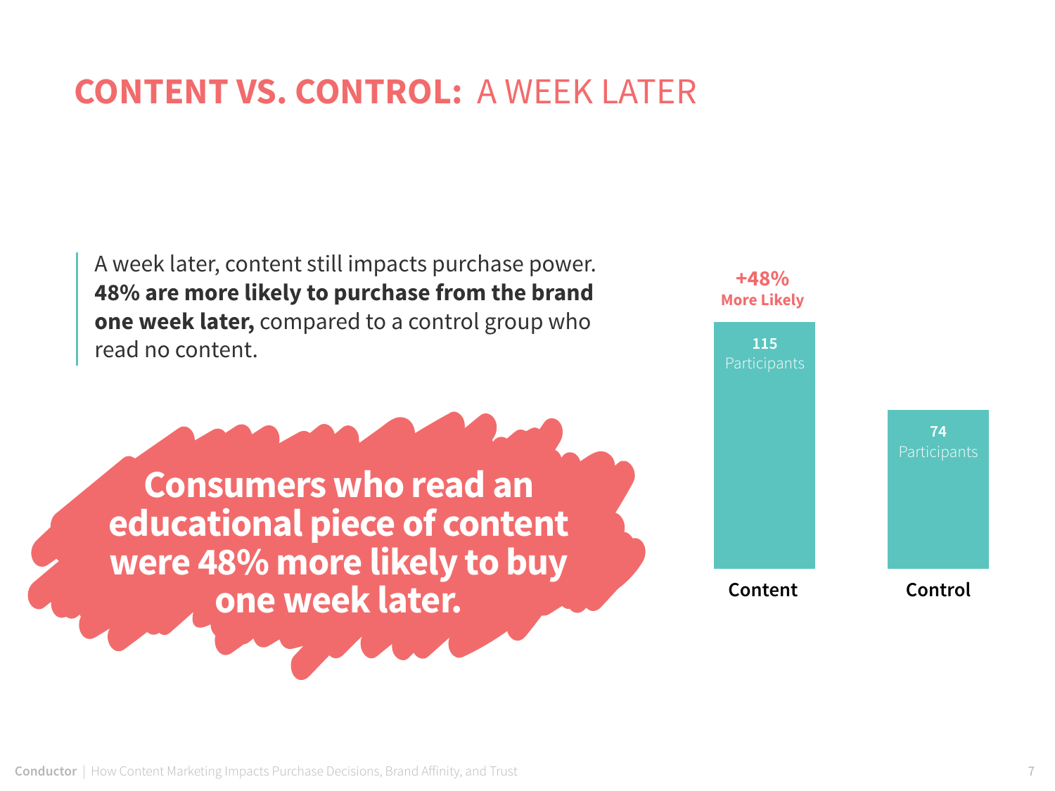# CONTENT VS. CONTROL: A WEEK LATER

> A week later, content still impacts purchase power. **48% are more likely to purchase from the brand one week later,** compared to a control group who read no content.

**Consumers who read an educational piece of content were 48% more likely to buy one week later.**

| | Content | Control |
|---|---|---|
| Participants | 115 | 74 |
| | +48% More Likely | |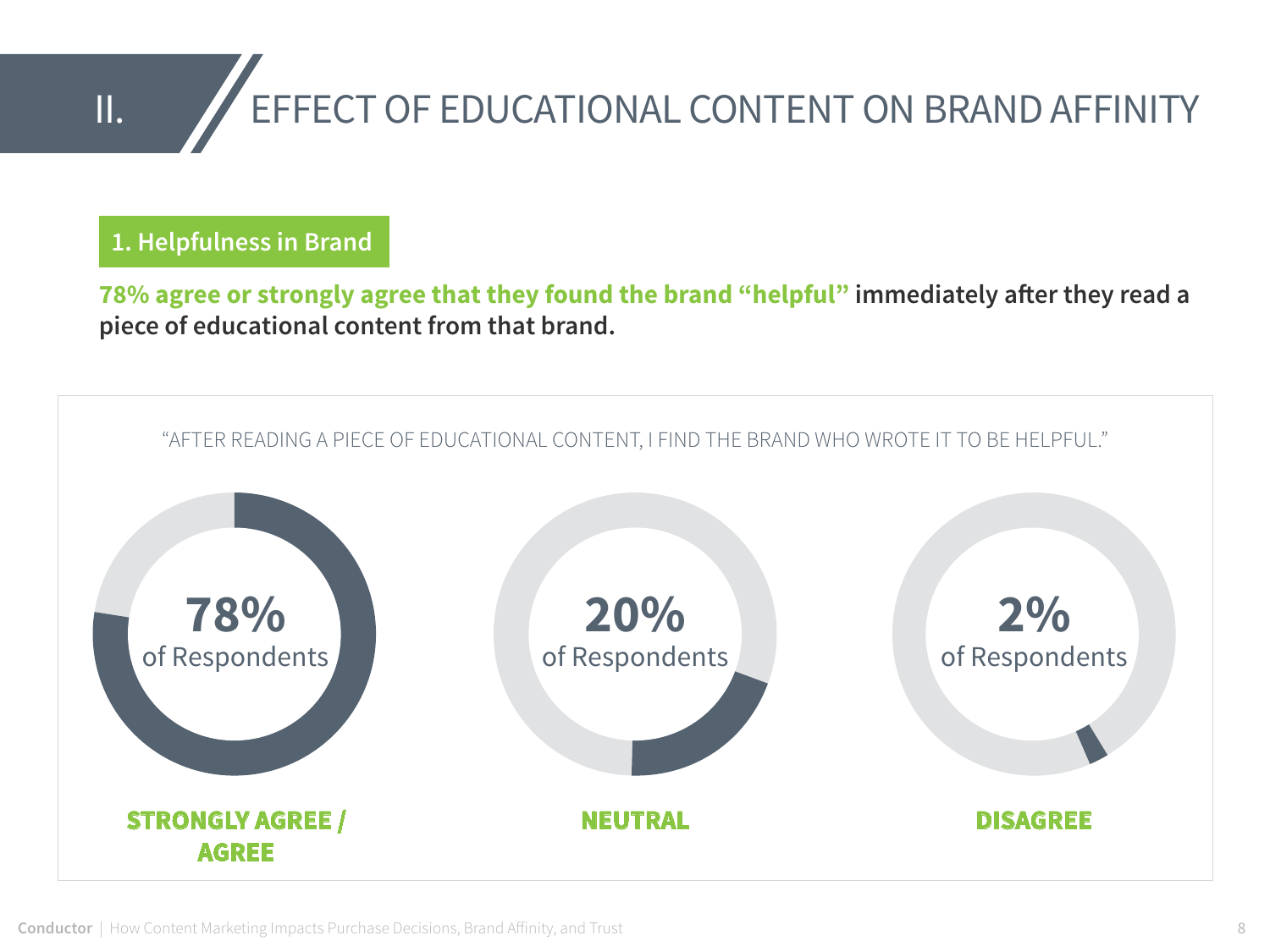# II. EFFECT OF EDUCATIONAL CONTENT ON BRAND AFFINITY

## 1. Helpfulness in Brand

**78% agree or strongly agree that they found the brand "helpful" immediately after they read a piece of educational content from that brand.**

"AFTER READING A PIECE OF EDUCATIONAL CONTENT, I FIND THE BRAND WHO WROTE IT TO BE HELPFUL."

**78%** of Respondents
**STRONGLY AGREE / AGREE**

**20%** of Respondents
**NEUTRAL**

**2%** of Respondents
**DISAGREE**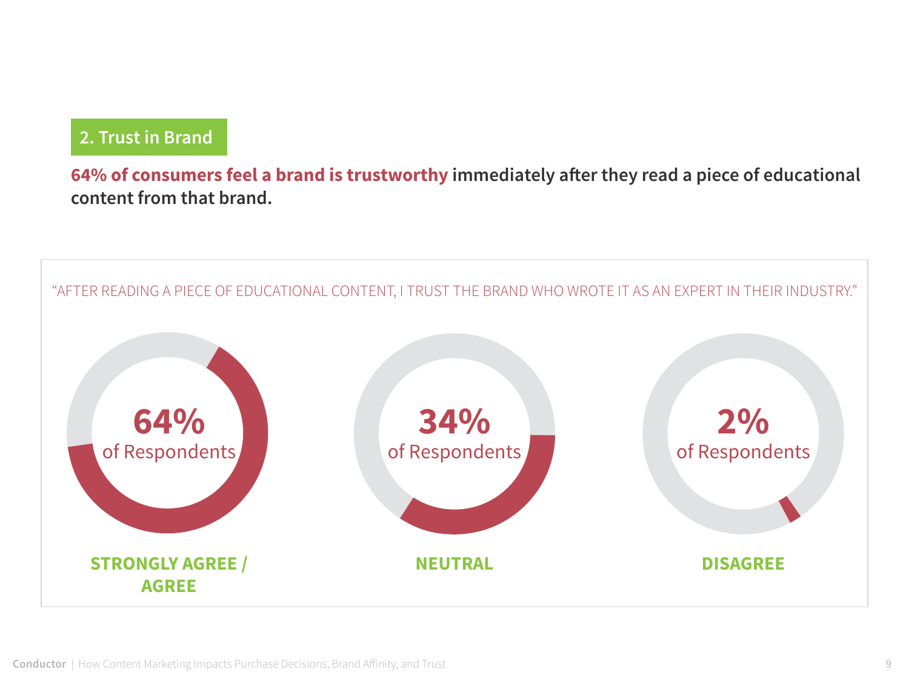## 2. Trust in Brand

**64% of consumers feel a brand is trustworthy immediately after they read a piece of educational content from that brand.**

"AFTER READING A PIECE OF EDUCATIONAL CONTENT, I TRUST THE BRAND WHO WROTE IT AS AN EXPERT IN THEIR INDUSTRY."

**64%** of Respondents

**STRONGLY AGREE / AGREE**

**34%** of Respondents

**NEUTRAL**

**2%** of Respondents

**DISAGREE**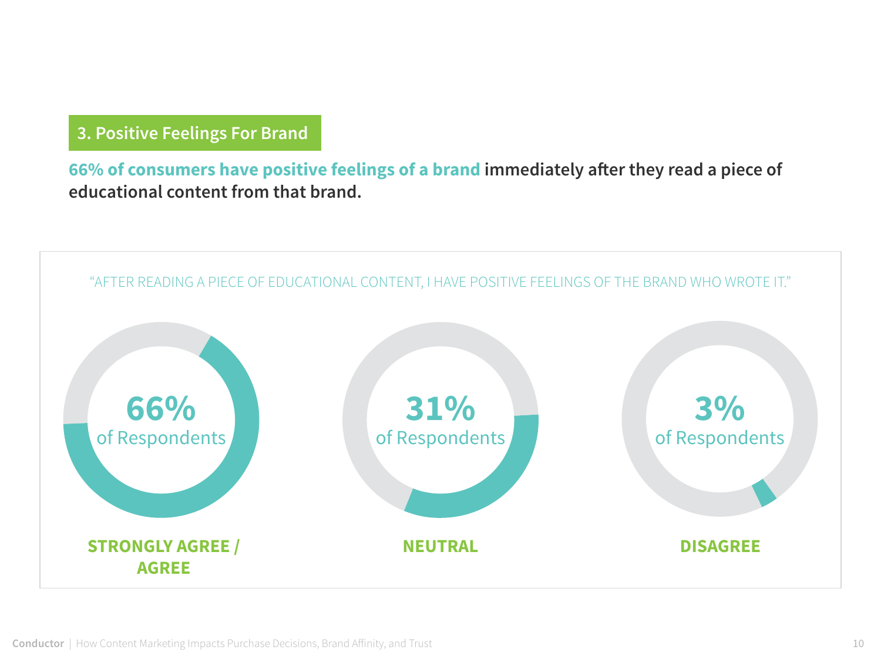## 3. Positive Feelings For Brand

**66% of consumers have positive feelings of a brand immediately after they read a piece of educational content from that brand.**

"AFTER READING A PIECE OF EDUCATIONAL CONTENT, I HAVE POSITIVE FEELINGS OF THE BRAND WHO WROTE IT."

**66%** of Respondents

**STRONGLY AGREE / AGREE**

**31%** of Respondents

**NEUTRAL**

**3%** of Respondents

**DISAGREE**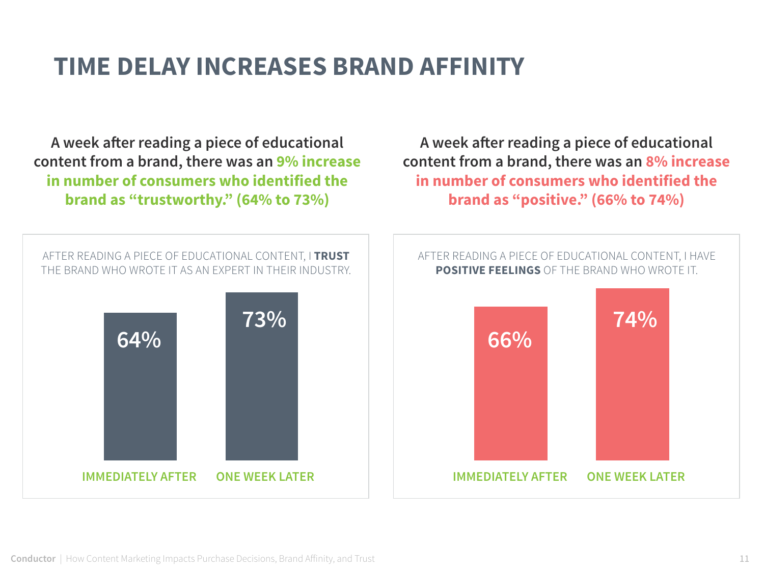# TIME DELAY INCREASES BRAND AFFINITY

A week after reading a piece of educational content from a brand, there was an **9% increase in number of consumers who identified the brand as "trustworthy." (64% to 73%)**

AFTER READING A PIECE OF EDUCATIONAL CONTENT, I **TRUST** THE BRAND WHO WROTE IT AS AN EXPERT IN THEIR INDUSTRY.

| IMMEDIATELY AFTER | ONE WEEK LATER |
| --- | --- |
| 64% | 73% |

A week after reading a piece of educational content from a brand, there was an **8% increase in number of consumers who identified the brand as "positive." (66% to 74%)**

AFTER READING A PIECE OF EDUCATIONAL CONTENT, I HAVE **POSITIVE FEELINGS** OF THE BRAND WHO WROTE IT.

| IMMEDIATELY AFTER | ONE WEEK LATER |
| --- | --- |
| 66% | 74% |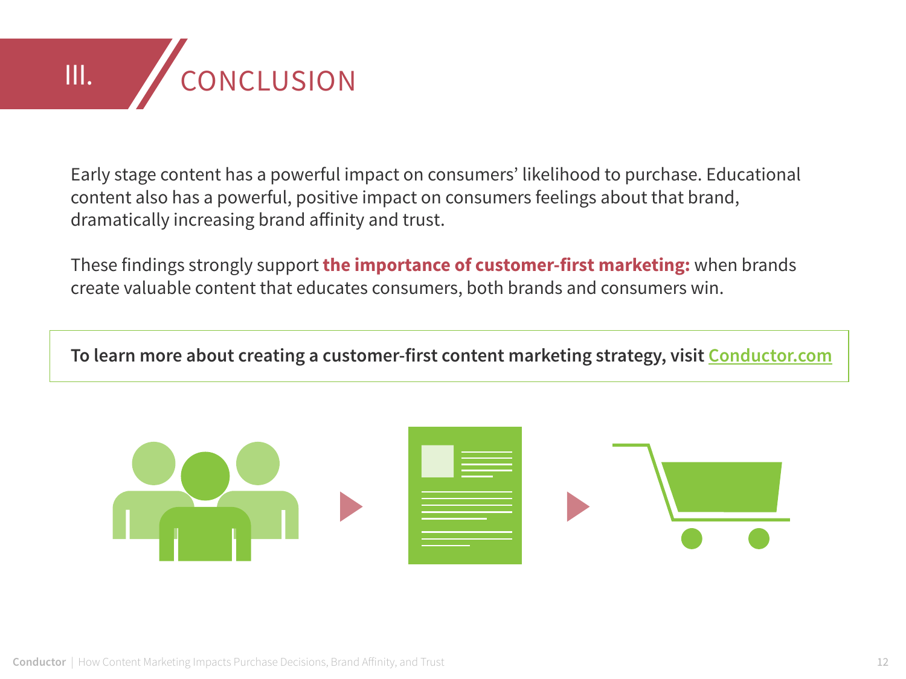# III. CONCLUSION

Early stage content has a powerful impact on consumers' likelihood to purchase. Educational content also has a powerful, positive impact on consumers feelings about that brand, dramatically increasing brand affinity and trust.

These findings strongly support **the importance of customer-first marketing:** when brands create valuable content that educates consumers, both brands and consumers win.

**To learn more about creating a customer-first content marketing strategy, visit Conductor.com**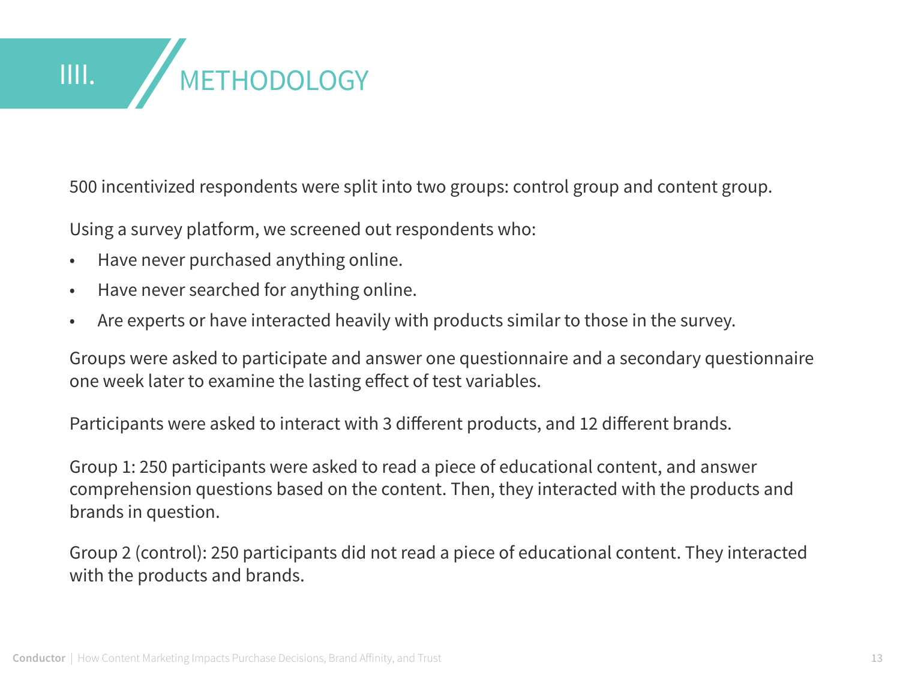# IIII. METHODOLOGY

500 incentivized respondents were split into two groups: control group and content group.

Using a survey platform, we screened out respondents who:

- Have never purchased anything online.
- Have never searched for anything online.
- Are experts or have interacted heavily with products similar to those in the survey.

Groups were asked to participate and answer one questionnaire and a secondary questionnaire one week later to examine the lasting effect of test variables.

Participants were asked to interact with 3 different products, and 12 different brands.

Group 1: 250 participants were asked to read a piece of educational content, and answer comprehension questions based on the content. Then, they interacted with the products and brands in question.

Group 2 (control): 250 participants did not read a piece of educational content. They interacted with the products and brands.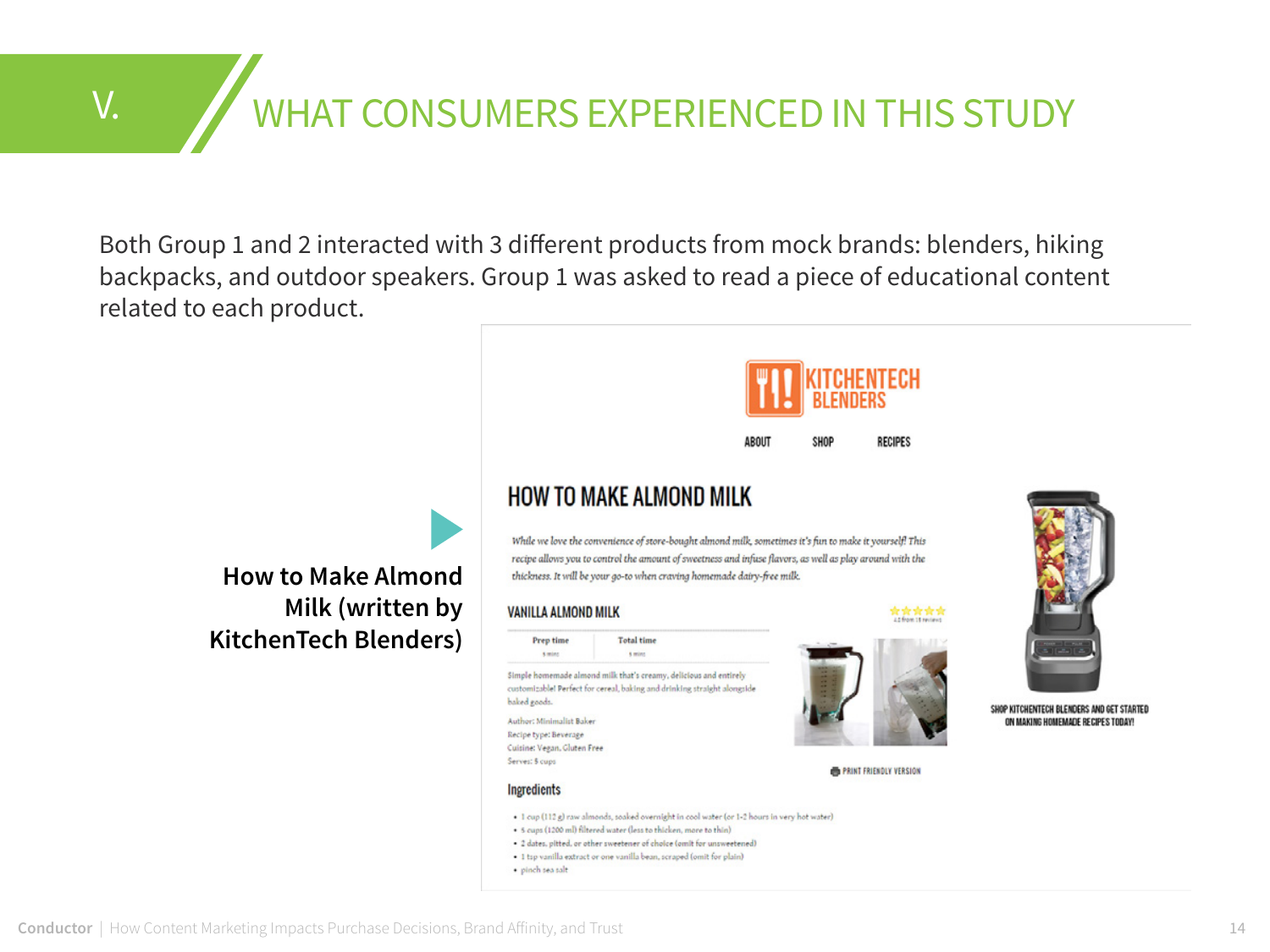# V. WHAT CONSUMERS EXPERIENCED IN THIS STUDY

Both Group 1 and 2 interacted with 3 different products from mock brands: blenders, hiking backpacks, and outdoor speakers. Group 1 was asked to read a piece of educational content related to each product.

**How to Make Almond Milk (written by KitchenTech Blenders)**

KITCHENTECH BLENDERS

ABOUT SHOP RECIPES

## HOW TO MAKE ALMOND MILK

*While we love the convenience of store-bought almond milk, sometimes it's fun to make it yourself! This recipe allows you to control the amount of sweetness and infuse flavors, as well as play around with the thickness. It will be your go-to when craving homemade dairy-free milk.*

### VANILLA ALMOND MILK

| Prep time | Total time |
|---|---|
| 5 mins | 5 mins |

Simple homemade almond milk that's creamy, delicious and entirely customizable! Perfect for cereal, baking and drinking straight alongside baked goods.

Author: Minimalist Baker
Recipe type: Beverage
Cuisine: Vegan, Gluten Free
Serves: 5 cups

PRINT FRIENDLY VERSION

### Ingredients

- 1 cup (112 g) raw almonds, soaked overnight in cool water (or 1-2 hours in very hot water)
- 5 cups (1200 ml) filtered water (less to thicken, more to thin)
- 2 dates, pitted, or other sweetener of choice (omit for unsweetened)
- 1 tsp vanilla extract or one vanilla bean, scraped (omit for plain)
- pinch sea salt

SHOP KITCHENTECH BLENDERS AND GET STARTED ON MAKING HOMEMADE RECIPES TODAY!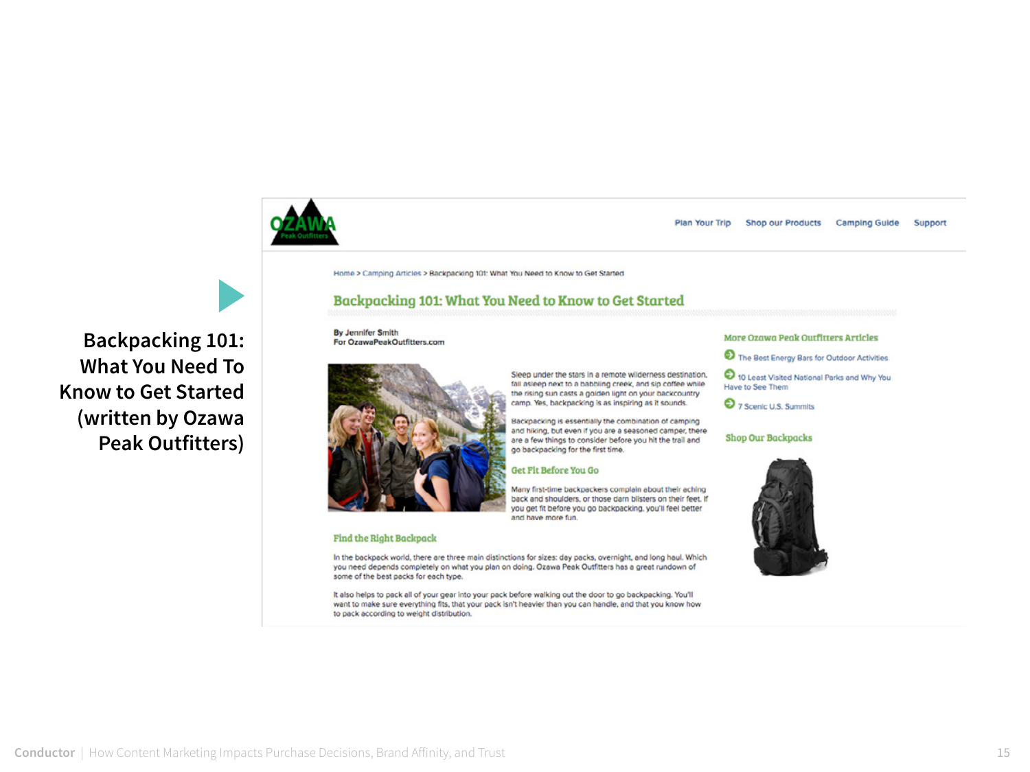**Backpacking 101: What You Need To Know to Get Started (written by Ozawa Peak Outfitters)**

OZAWA Peak Outfitters

Plan Your Trip | Shop our Products | Camping Guide | Support

Home > Camping Articles > Backpacking 101: What You Need to Know to Get Started

## Backpacking 101: What You Need to Know to Get Started

By Jennifer Smith
For OzawaPeakOutfitters.com

Sleep under the stars in a remote wilderness destination, fall asleep next to a babbling creek, and sip coffee while the rising sun casts a golden light on your backcountry camp. Yes, backpacking is as inspiring as it sounds.

Backpacking is essentially the combination of camping and hiking, but even if you are a seasoned camper, there are a few things to consider before you hit the trail and go backpacking for the first time.

### Get Fit Before You Go

Many first-time backpackers complain about their aching back and shoulders, or those darn blisters on their feet. If you get fit before you go backpacking, you'll feel better and have more fun.

### Find the Right Backpack

In the backpack world, there are three main distinctions for sizes: day packs, overnight, and long haul. Which you need depends completely on what you plan on doing. Ozawa Peak Outfitters has a great rundown of some of the best packs for each type.

It also helps to pack all of your gear into your pack before walking out the door to go backpacking. You'll want to make sure everything fits, that your pack isn't heavier than you can handle, and that you know how to pack according to weight distribution.

### More Ozawa Peak Outfitters Articles

- The Best Energy Bars for Outdoor Activities
- 10 Least Visited National Parks and Why You Have to See Them
- 7 Scenic U.S. Summits

### Shop Our Backpacks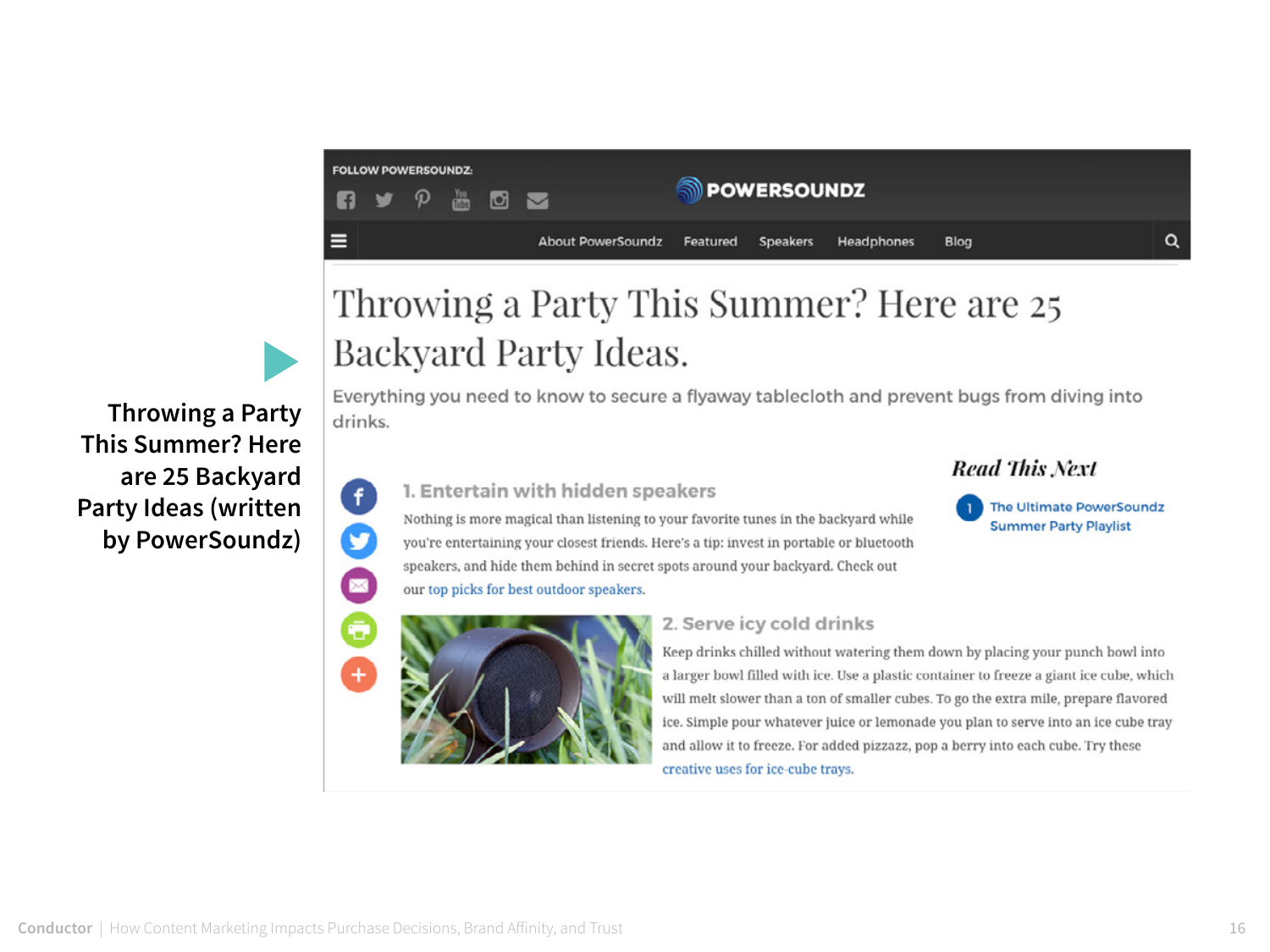**Throwing a Party This Summer? Here are 25 Backyard Party Ideas (written by PowerSoundz)**

FOLLOW POWERSOUNDZ:

POWERSOUNDZ

About PowerSoundz | Featured | Speakers | Headphones | Blog

# Throwing a Party This Summer? Here are 25 Backyard Party Ideas.

Everything you need to know to secure a flyaway tablecloth and prevent bugs from diving into drinks.

### 1. Entertain with hidden speakers

Nothing is more magical than listening to your favorite tunes in the backyard while you're entertaining your closest friends. Here's a tip: invest in portable or bluetooth speakers, and hide them behind in secret spots around your backyard. Check out our top picks for best outdoor speakers.

### 2. Serve icy cold drinks

Keep drinks chilled without watering them down by placing your punch bowl into a larger bowl filled with ice. Use a plastic container to freeze a giant ice cube, which will melt slower than a ton of smaller cubes. To go the extra mile, prepare flavored ice. Simple pour whatever juice or lemonade you plan to serve into an ice cube tray and allow it to freeze. For added pizzazz, pop a berry into each cube. Try these creative uses for ice-cube trays.

***Read This Next***

1. The Ultimate PowerSoundz Summer Party Playlist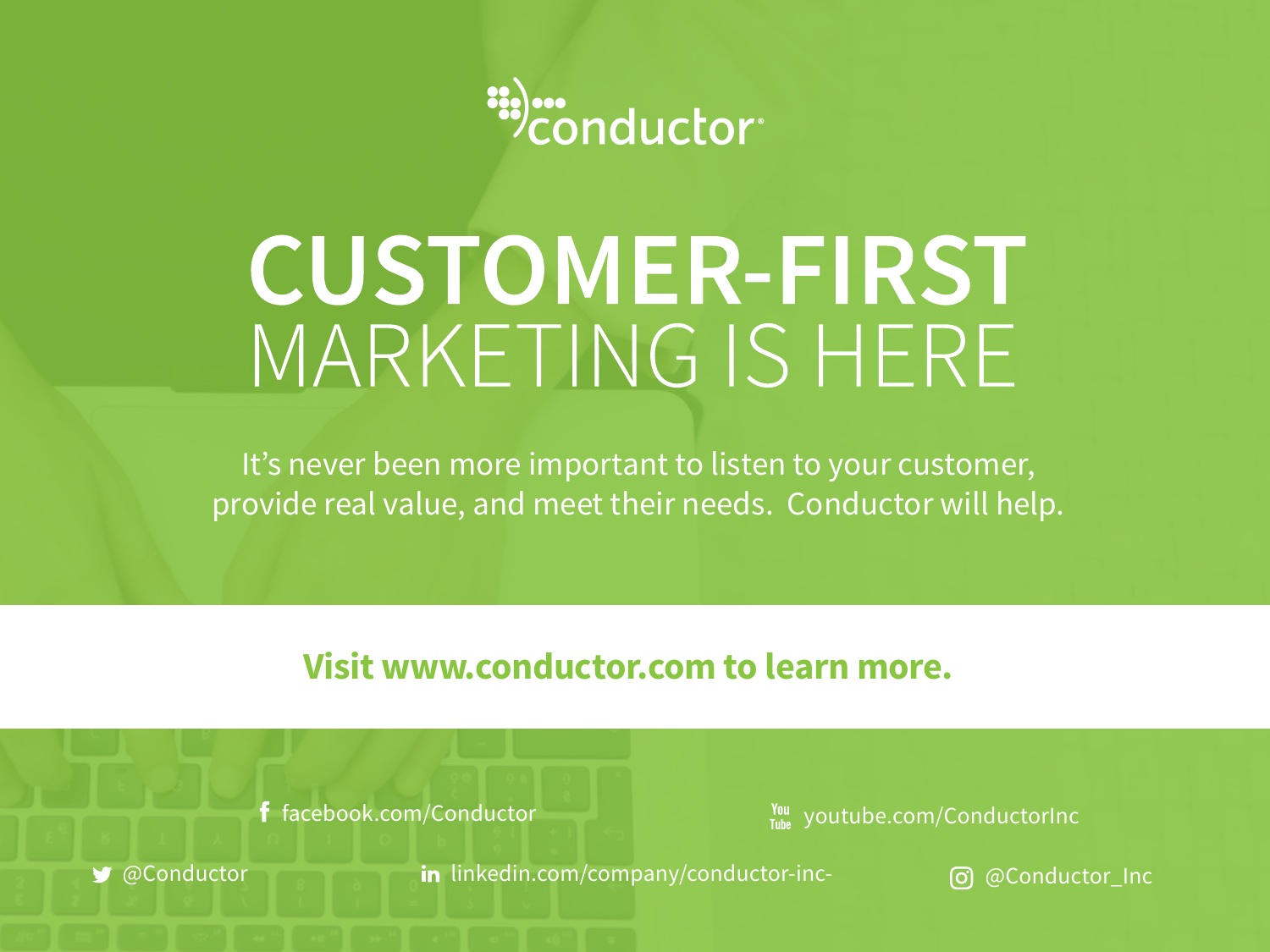conductor

# CUSTOMER-FIRST MARKETING IS HERE

It's never been more important to listen to your customer, provide real value, and meet their needs. Conductor will help.

**Visit www.conductor.com to learn more.**

facebook.com/Conductor

youtube.com/ConductorInc

@Conductor

linkedin.com/company/conductor-inc-

@Conductor_Inc